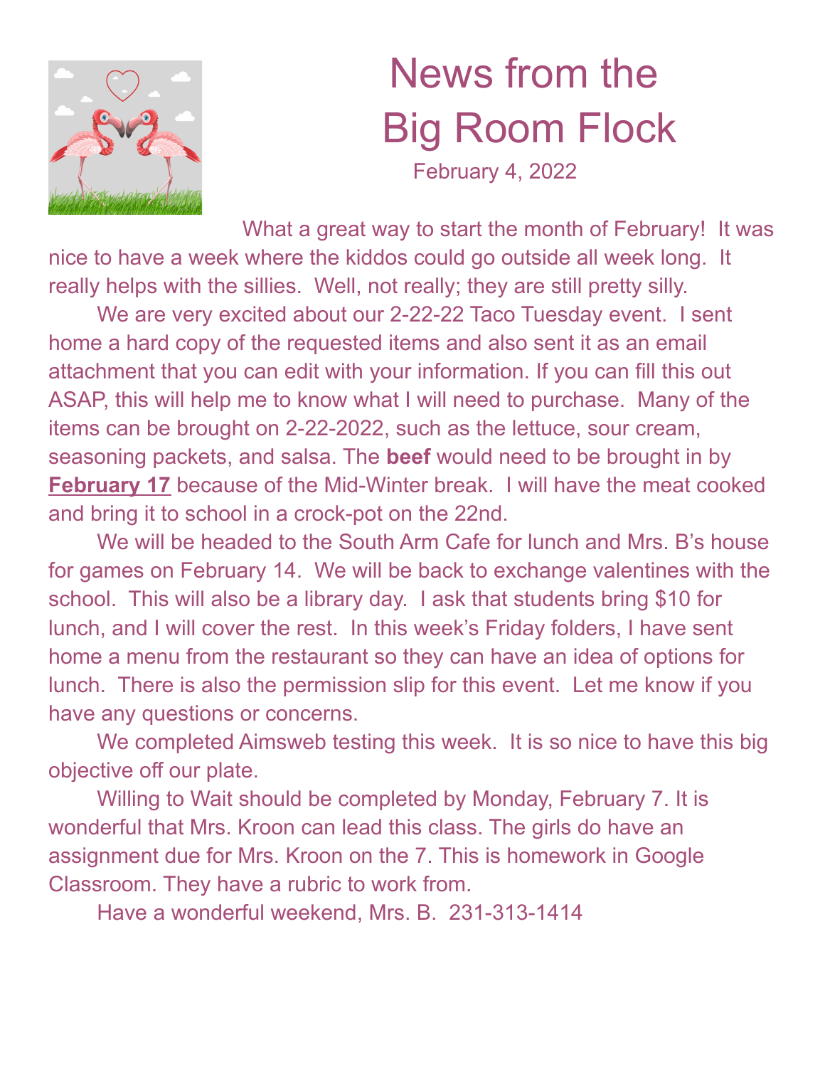# News from the Big Room Flock

February 4, 2022

What a great way to start the month of February! It was nice to have a week where the kiddos could go outside all week long. It really helps with the sillies. Well, not really; they are still pretty silly.

We are very excited about our 2-22-22 Taco Tuesday event. I sent home a hard copy of the requested items and also sent it as an email attachment that you can edit with your information. If you can fill this out ASAP, this will help me to know what I will need to purchase. Many of the items can be brought on 2-22-2022, such as the lettuce, sour cream, seasoning packets, and salsa. The **beef** would need to be brought in by **February 17** because of the Mid-Winter break. I will have the meat cooked and bring it to school in a crock-pot on the 22nd.

We will be headed to the South Arm Cafe for lunch and Mrs. B's house for games on February 14. We will be back to exchange valentines with the school. This will also be a library day. I ask that students bring $10 for lunch, and I will cover the rest. In this week's Friday folders, I have sent home a menu from the restaurant so they can have an idea of options for lunch. There is also the permission slip for this event. Let me know if you have any questions or concerns.

We completed Aimsweb testing this week. It is so nice to have this big objective off our plate.

Willing to Wait should be completed by Monday, February 7. It is wonderful that Mrs. Kroon can lead this class. The girls do have an assignment due for Mrs. Kroon on the 7. This is homework in Google Classroom. They have a rubric to work from.

Have a wonderful weekend, Mrs. B. 231-313-1414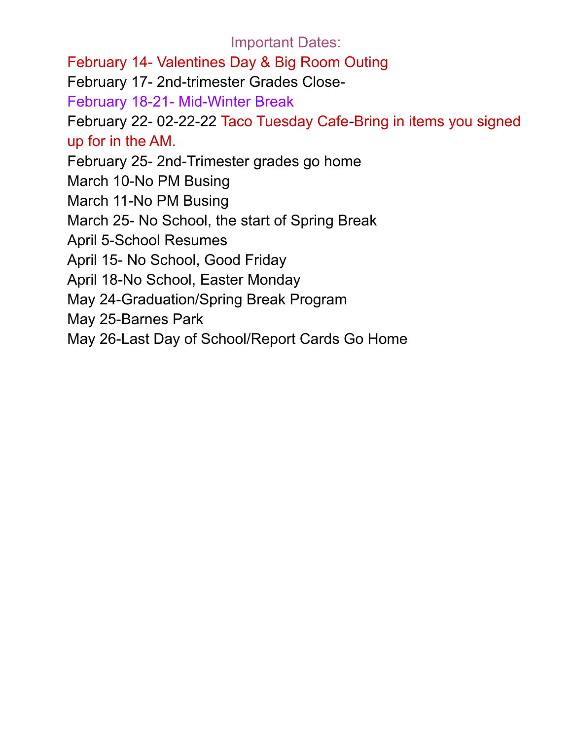Important Dates:

February 14- Valentines Day & Big Room Outing

February 17- 2nd-trimester Grades Close-

February 18-21- Mid-Winter Break

February 22- 02-22-22 Taco Tuesday Cafe-Bring in items you signed up for in the AM.

February 25- 2nd-Trimester grades go home

March 10-No PM Busing

March 11-No PM Busing

March 25- No School, the start of Spring Break

April 5-School Resumes

April 15- No School, Good Friday

April 18-No School, Easter Monday

May 24-Graduation/Spring Break Program

May 25-Barnes Park

May 26-Last Day of School/Report Cards Go Home